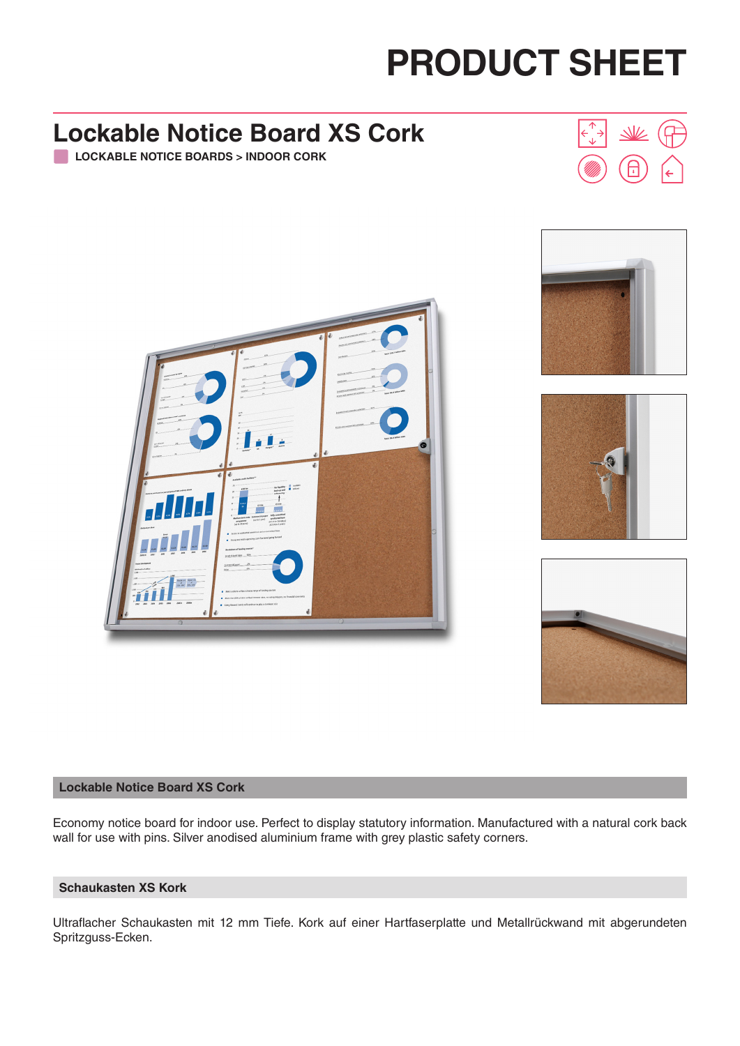# PRODUCT SHEET

## Lockable Notice Board XS Cork

**LOCKABLE NOTICE BOARDS > INDOOR CORK**

### Lockable Notice Board XS Cork

Economy notice board for indoor use. Perfect to display statutory information. Manufactured with a natural cork back wall for use with pins. Silver anodised aluminium frame with grey plastic safety corners.

### Schaukasten XS Kork

Ultraflacher Schaukasten mit 12 mm Tiefe. Kork auf einer Hartfaserplatte und Metallrückwand mit abgerundeten Spritzguss-Ecken.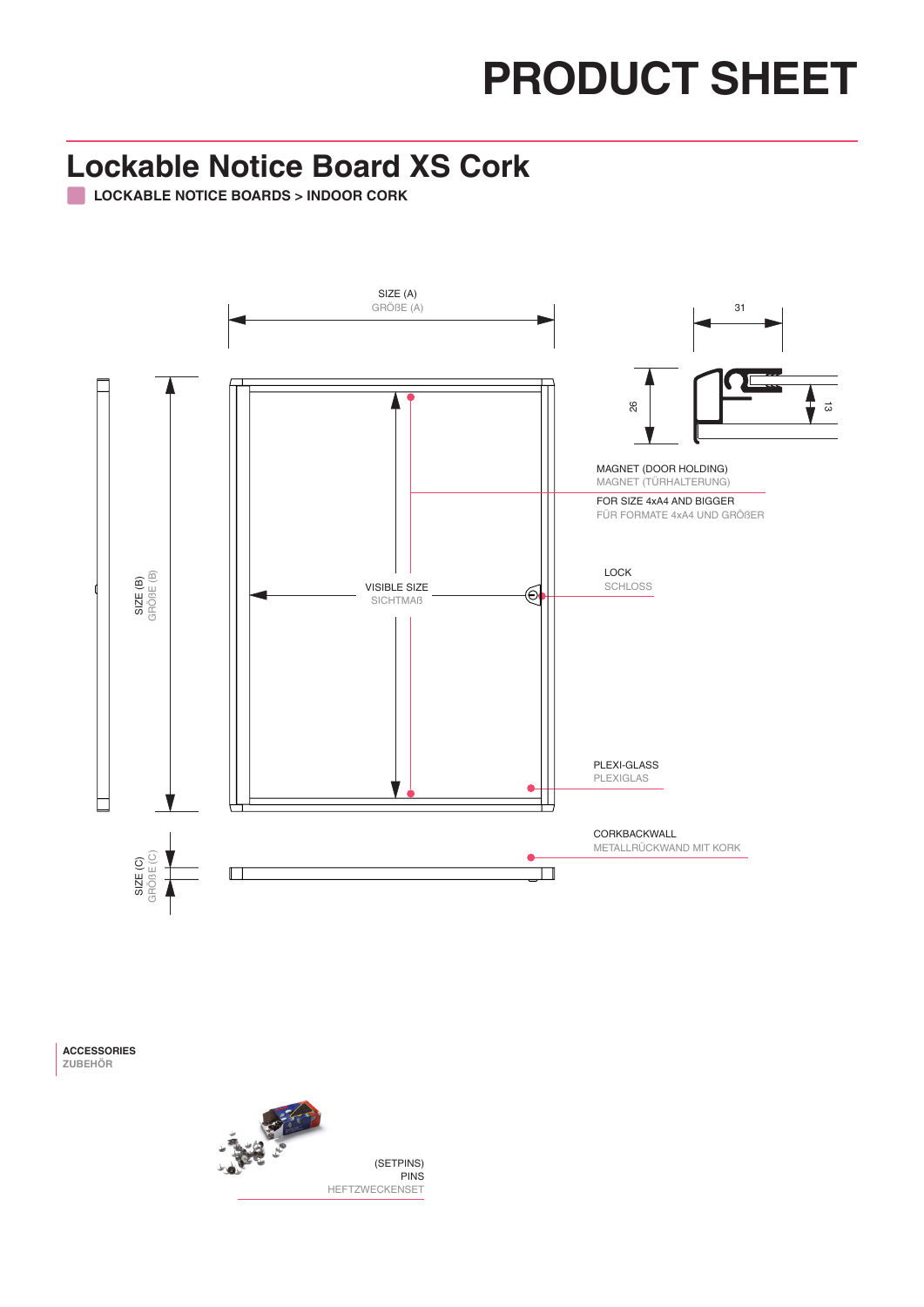# PRODUCT SHEET

## Lockable Notice Board XS Cork

**LOCKABLE NOTICE BOARDS > INDOOR CORK**

SIZE (A)
GRÖßE (A)

31

26

13

SIZE (B)
GRÖßE (B)

MAGNET (DOOR HOLDING)
MAGNET (TÜRHALTERUNG)

FOR SIZE 4xA4 AND BIGGER
FÜR FORMATE 4xA4 UND GRÖßER

VISIBLE SIZE
SICHTMAß

LOCK
SCHLOSS

PLEXI-GLASS
PLEXIGLAS

CORKBACKWALL
METALLRÜCKWAND MIT KORK

SIZE (C)
GRÖßE (C)

**ACCESSORIES**
**ZUBEHÖR**

(SETPINS)
PINS
HEFTZWECKENSET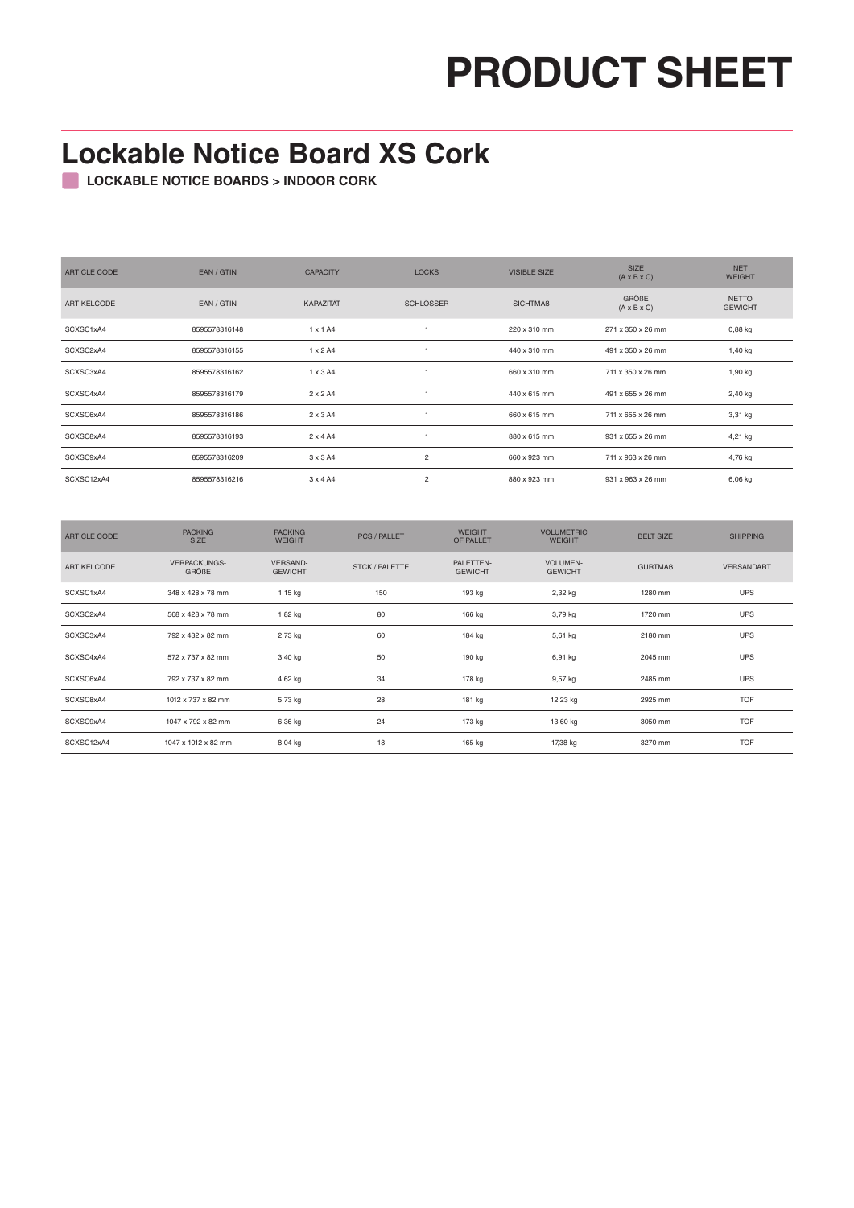# PRODUCT SHEET

## Lockable Notice Board XS Cork

**LOCKABLE NOTICE BOARDS > INDOOR CORK**

| ARTICLE CODE | EAN / GTIN | CAPACITY | LOCKS | VISIBLE SIZE | SIZE (A x B x C) | NET WEIGHT |
|---|---|---|---|---|---|---|
| ARTIKELCODE | EAN / GTIN | KAPAZITÄT | SCHLÖSSER | SICHTMAß | GRÖßE (A x B x C) | NETTO GEWICHT |
| SCXSC1xA4 | 8595578316148 | 1 x 1 A4 | 1 | 220 x 310 mm | 271 x 350 x 26 mm | 0,88 kg |
| SCXSC2xA4 | 8595578316155 | 1 x 2 A4 | 1 | 440 x 310 mm | 491 x 350 x 26 mm | 1,40 kg |
| SCXSC3xA4 | 8595578316162 | 1 x 3 A4 | 1 | 660 x 310 mm | 711 x 350 x 26 mm | 1,90 kg |
| SCXSC4xA4 | 8595578316179 | 2 x 2 A4 | 1 | 440 x 615 mm | 491 x 655 x 26 mm | 2,40 kg |
| SCXSC6xA4 | 8595578316186 | 2 x 3 A4 | 1 | 660 x 615 mm | 711 x 655 x 26 mm | 3,31 kg |
| SCXSC8xA4 | 8595578316193 | 2 x 4 A4 | 1 | 880 x 615 mm | 931 x 655 x 26 mm | 4,21 kg |
| SCXSC9xA4 | 8595578316209 | 3 x 3 A4 | 2 | 660 x 923 mm | 711 x 963 x 26 mm | 4,76 kg |
| SCXSC12xA4 | 8595578316216 | 3 x 4 A4 | 2 | 880 x 923 mm | 931 x 963 x 26 mm | 6,06 kg |

| ARTICLE CODE | PACKING SIZE | PACKING WEIGHT | PCS / PALLET | WEIGHT OF PALLET | VOLUMETRIC WEIGHT | BELT SIZE | SHIPPING |
|---|---|---|---|---|---|---|---|
| ARTIKELCODE | VERPACKUNGS-GRÖßE | VERSAND-GEWICHT | STCK / PALETTE | PALETTEN-GEWICHT | VOLUMEN-GEWICHT | GURTMAß | VERSANDART |
| SCXSC1xA4 | 348 x 428 x 78 mm | 1,15 kg | 150 | 193 kg | 2,32 kg | 1280 mm | UPS |
| SCXSC2xA4 | 568 x 428 x 78 mm | 1,82 kg | 80 | 166 kg | 3,79 kg | 1720 mm | UPS |
| SCXSC3xA4 | 792 x 432 x 82 mm | 2,73 kg | 60 | 184 kg | 5,61 kg | 2180 mm | UPS |
| SCXSC4xA4 | 572 x 737 x 82 mm | 3,40 kg | 50 | 190 kg | 6,91 kg | 2045 mm | UPS |
| SCXSC6xA4 | 792 x 737 x 82 mm | 4,62 kg | 34 | 178 kg | 9,57 kg | 2485 mm | UPS |
| SCXSC8xA4 | 1012 x 737 x 82 mm | 5,73 kg | 28 | 181 kg | 12,23 kg | 2925 mm | TOF |
| SCXSC9xA4 | 1047 x 792 x 82 mm | 6,36 kg | 24 | 173 kg | 13,60 kg | 3050 mm | TOF |
| SCXSC12xA4 | 1047 x 1012 x 82 mm | 8,04 kg | 18 | 165 kg | 17,38 kg | 3270 mm | TOF |